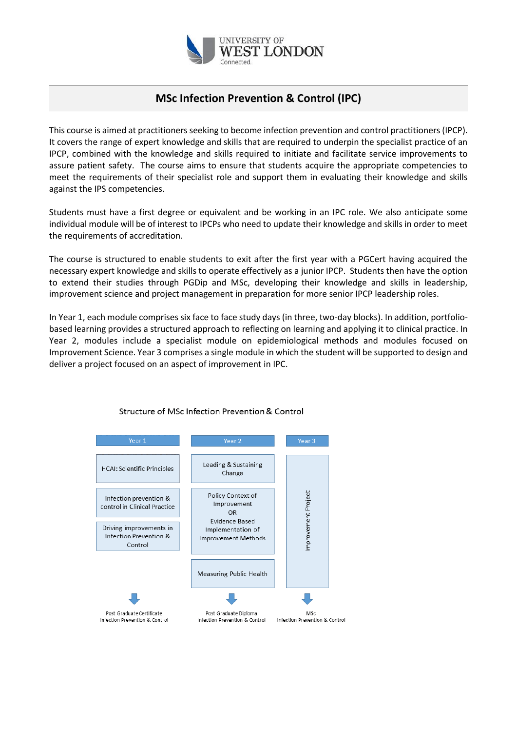# MSc Infection Prevention & Control (IPC)

This course is aimed at practitioners seeking to become infection prevention and control practitioners (IPCP). It covers the range of expert knowledge and skills that are required to underpin the specialist practice of an IPCP, combined with the knowledge and skills required to initiate and facilitate service improvements to assure patient safety. The course aims to ensure that students acquire the appropriate competencies to meet the requirements of their specialist role and support them in evaluating their knowledge and skills against the IPS competencies.

Students must have a first degree or equivalent and be working in an IPC role. We also anticipate some individual module will be of interest to IPCPs who need to update their knowledge and skills in order to meet the requirements of accreditation.

The course is structured to enable students to exit after the first year with a PGCert having acquired the necessary expert knowledge and skills to operate effectively as a junior IPCP. Students then have the option to extend their studies through PGDip and MSc, developing their knowledge and skills in leadership, improvement science and project management in preparation for more senior IPCP leadership roles.

In Year 1, each module comprises six face to face study days (in three, two-day blocks). In addition, portfolio-based learning provides a structured approach to reflecting on learning and applying it to clinical practice. In Year 2, modules include a specialist module on epidemiological methods and modules focused on Improvement Science. Year 3 comprises a single module in which the student will be supported to design and deliver a project focused on an aspect of improvement in IPC.

Structure of MSc Infection Prevention & Control

Year 1

HCAI: Scientific Principles

Infection prevention & control in Clinical Practice

Driving improvements in Infection Prevention & Control

Post Graduate Certificate Infection Prevention & Control

Year 2

Leading & Sustaining Change

Policy Context of Improvement OR Evidence Based Implementation of Improvement Methods

Measuring Public Health

Post Graduate Diploma Infection Prevention & Control

Year 3

Improvement Project

MSc Infection Prevention & Control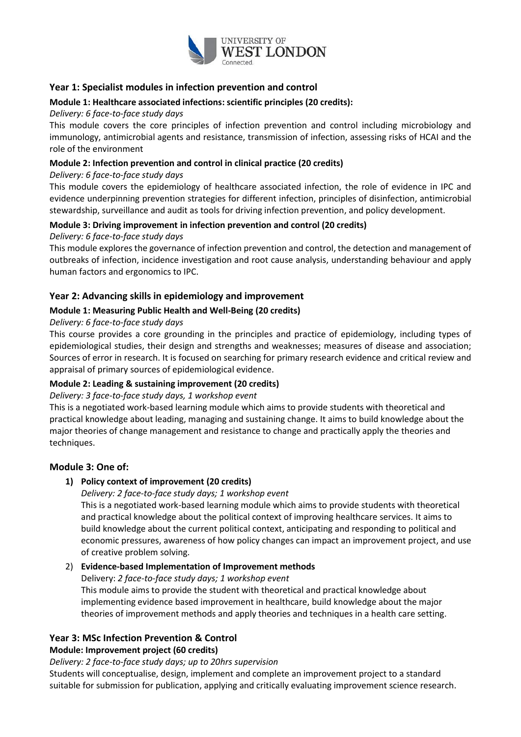## Year 1: Specialist modules in infection prevention and control

### Module 1: Healthcare associated infections: scientific principles (20 credits):

*Delivery: 6 face-to-face study days*

This module covers the core principles of infection prevention and control including microbiology and immunology, antimicrobial agents and resistance, transmission of infection, assessing risks of HCAI and the role of the environment

### Module 2: Infection prevention and control in clinical practice (20 credits)

*Delivery: 6 face-to-face study days*

This module covers the epidemiology of healthcare associated infection, the role of evidence in IPC and evidence underpinning prevention strategies for different infection, principles of disinfection, antimicrobial stewardship, surveillance and audit as tools for driving infection prevention, and policy development.

### Module 3: Driving improvement in infection prevention and control (20 credits)

*Delivery: 6 face-to-face study days*

This module explores the governance of infection prevention and control, the detection and management of outbreaks of infection, incidence investigation and root cause analysis, understanding behaviour and apply human factors and ergonomics to IPC.

## Year 2: Advancing skills in epidemiology and improvement

### Module 1: Measuring Public Health and Well-Being (20 credits)

*Delivery: 6 face-to-face study days*

This course provides a core grounding in the principles and practice of epidemiology, including types of epidemiological studies, their design and strengths and weaknesses; measures of disease and association; Sources of error in research. It is focused on searching for primary research evidence and critical review and appraisal of primary sources of epidemiological evidence.

### Module 2: Leading & sustaining improvement (20 credits)

*Delivery: 3 face-to-face study days, 1 workshop event*

This is a negotiated work-based learning module which aims to provide students with theoretical and practical knowledge about leading, managing and sustaining change. It aims to build knowledge about the major theories of change management and resistance to change and practically apply the theories and techniques.

## Module 3: One of:

1) **Policy context of improvement (20 credits)**

   *Delivery: 2 face-to-face study days; 1 workshop event*

   This is a negotiated work-based learning module which aims to provide students with theoretical and practical knowledge about the political context of improving healthcare services. It aims to build knowledge about the current political context, anticipating and responding to political and economic pressures, awareness of how policy changes can impact an improvement project, and use of creative problem solving.

2) **Evidence-based Implementation of Improvement methods**

   Delivery: *2 face-to-face study days; 1 workshop event*

   This module aims to provide the student with theoretical and practical knowledge about implementing evidence based improvement in healthcare, build knowledge about the major theories of improvement methods and apply theories and techniques in a health care setting.

## Year 3: MSc Infection Prevention & Control

### Module: Improvement project (60 credits)

*Delivery: 2 face-to-face study days; up to 20hrs supervision*

Students will conceptualise, design, implement and complete an improvement project to a standard suitable for submission for publication, applying and critically evaluating improvement science research.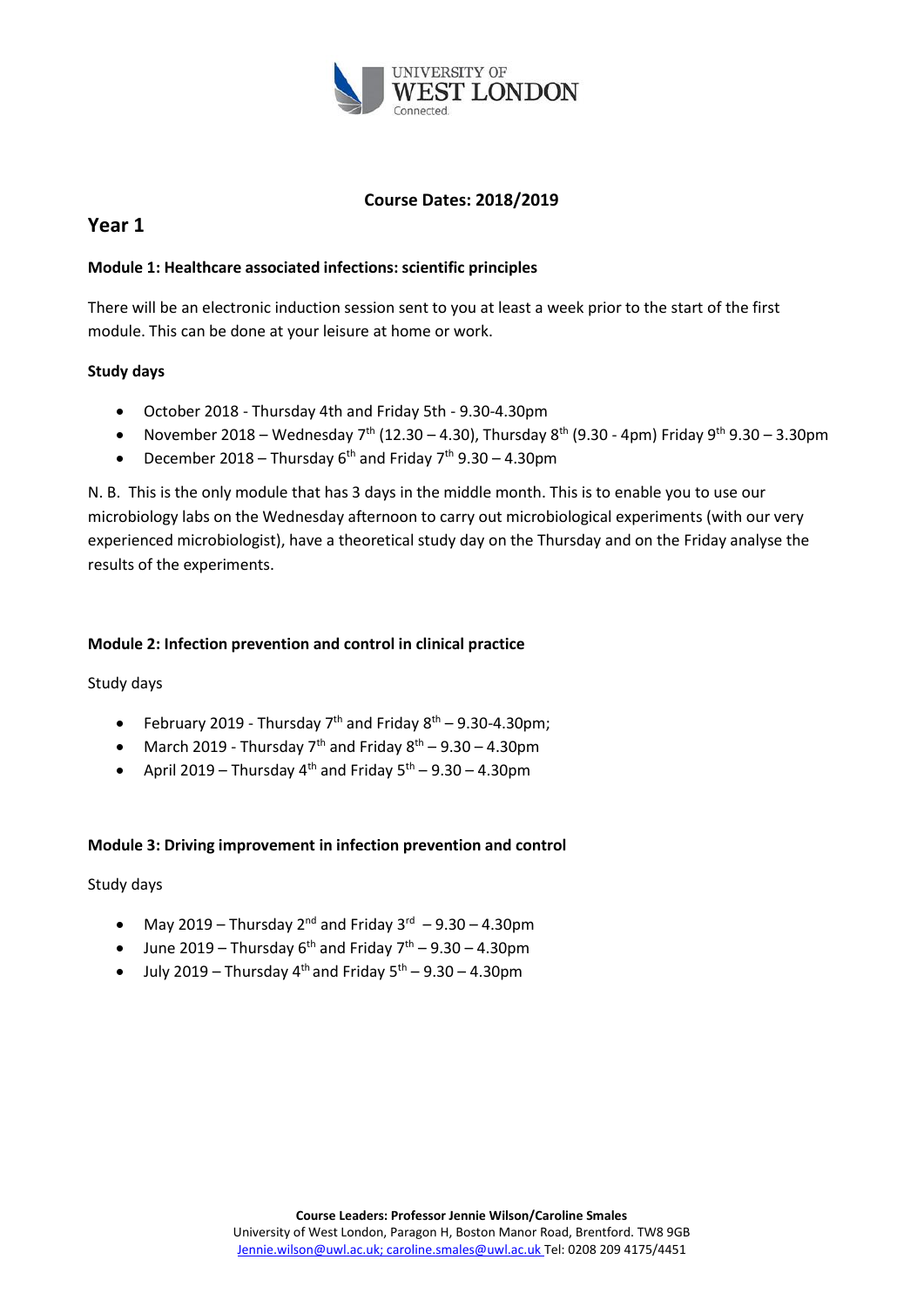## Course Dates: 2018/2019

# Year 1

**Module 1: Healthcare associated infections: scientific principles**

There will be an electronic induction session sent to you at least a week prior to the start of the first module. This can be done at your leisure at home or work.

**Study days**

- October 2018 - Thursday 4th and Friday 5th - 9.30-4.30pm
- November 2018 – Wednesday 7th (12.30 – 4.30), Thursday 8th (9.30 - 4pm) Friday 9th 9.30 – 3.30pm
- December 2018 – Thursday 6th and Friday 7th 9.30 – 4.30pm

N. B. This is the only module that has 3 days in the middle month. This is to enable you to use our microbiology labs on the Wednesday afternoon to carry out microbiological experiments (with our very experienced microbiologist), have a theoretical study day on the Thursday and on the Friday analyse the results of the experiments.

**Module 2: Infection prevention and control in clinical practice**

Study days

- February 2019 - Thursday 7th and Friday 8th – 9.30-4.30pm;
- March 2019 - Thursday 7th and Friday 8th – 9.30 – 4.30pm
- April 2019 – Thursday 4th and Friday 5th – 9.30 – 4.30pm

**Module 3: Driving improvement in infection prevention and control**

Study days

- May 2019 – Thursday 2nd and Friday 3rd – 9.30 – 4.30pm
- June 2019 – Thursday 6th and Friday 7th – 9.30 – 4.30pm
- July 2019 – Thursday 4th and Friday 5th – 9.30 – 4.30pm

**Course Leaders: Professor Jennie Wilson/Caroline Smales**
University of West London, Paragon H, Boston Manor Road, Brentford. TW8 9GB
Jennie.wilson@uwl.ac.uk; caroline.smales@uwl.ac.uk Tel: 0208 209 4175/4451